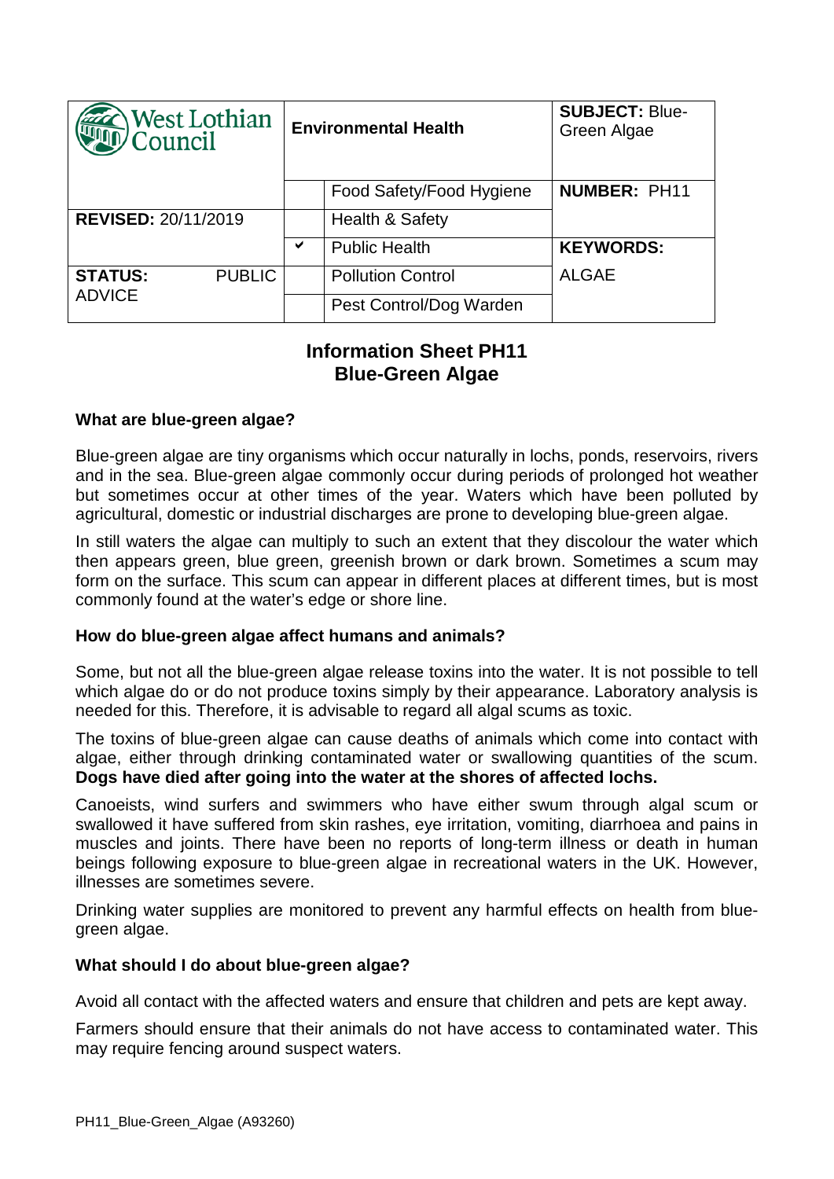| West Lothian Council | Environmental Health | | SUBJECT: Blue-Green Algae |
|---|---|---|---|
| | | Food Safety/Food Hygiene | **NUMBER:** PH11 |
| **REVISED:** 20/11/2019 | | Health & Safety | |
| | ✔ | Public Health | **KEYWORDS:** |
| **STATUS:** PUBLIC ADVICE | | Pollution Control | ALGAE |
| | | Pest Control/Dog Warden | |

# Information Sheet PH11
# Blue-Green Algae

### What are blue-green algae?

Blue-green algae are tiny organisms which occur naturally in lochs, ponds, reservoirs, rivers and in the sea. Blue-green algae commonly occur during periods of prolonged hot weather but sometimes occur at other times of the year. Waters which have been polluted by agricultural, domestic or industrial discharges are prone to developing blue-green algae.

In still waters the algae can multiply to such an extent that they discolour the water which then appears green, blue green, greenish brown or dark brown. Sometimes a scum may form on the surface. This scum can appear in different places at different times, but is most commonly found at the water's edge or shore line.

### How do blue-green algae affect humans and animals?

Some, but not all the blue-green algae release toxins into the water. It is not possible to tell which algae do or do not produce toxins simply by their appearance. Laboratory analysis is needed for this. Therefore, it is advisable to regard all algal scums as toxic.

The toxins of blue-green algae can cause deaths of animals which come into contact with algae, either through drinking contaminated water or swallowing quantities of the scum. **Dogs have died after going into the water at the shores of affected lochs.**

Canoeists, wind surfers and swimmers who have either swum through algal scum or swallowed it have suffered from skin rashes, eye irritation, vomiting, diarrhoea and pains in muscles and joints. There have been no reports of long-term illness or death in human beings following exposure to blue-green algae in recreational waters in the UK. However, illnesses are sometimes severe.

Drinking water supplies are monitored to prevent any harmful effects on health from blue-green algae.

### What should I do about blue-green algae?

Avoid all contact with the affected waters and ensure that children and pets are kept away.

Farmers should ensure that their animals do not have access to contaminated water. This may require fencing around suspect waters.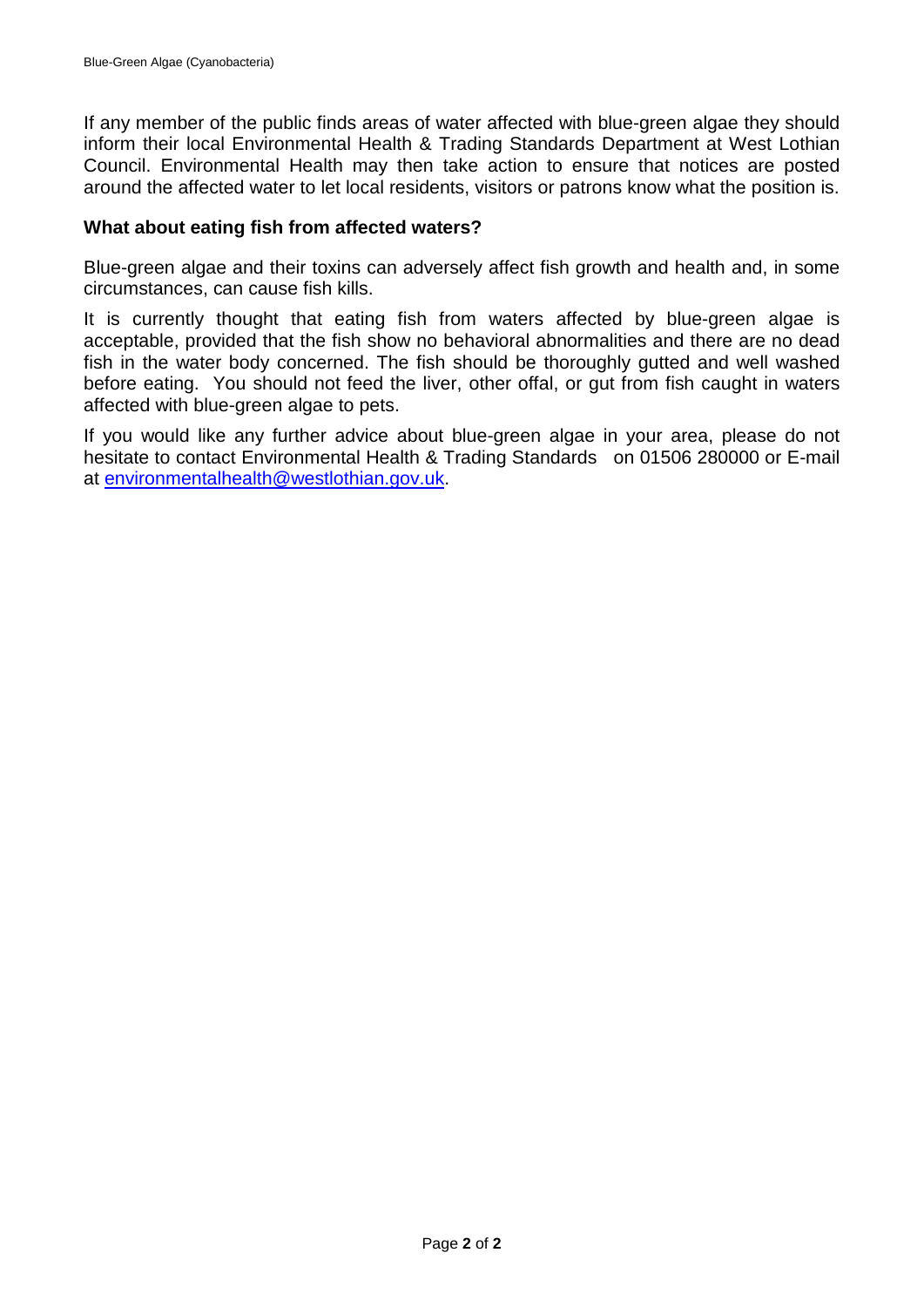If any member of the public finds areas of water affected with blue-green algae they should inform their local Environmental Health & Trading Standards Department at West Lothian Council. Environmental Health may then take action to ensure that notices are posted around the affected water to let local residents, visitors or patrons know what the position is.

### What about eating fish from affected waters?

Blue-green algae and their toxins can adversely affect fish growth and health and, in some circumstances, can cause fish kills.

It is currently thought that eating fish from waters affected by blue-green algae is acceptable, provided that the fish show no behavioral abnormalities and there are no dead fish in the water body concerned. The fish should be thoroughly gutted and well washed before eating. You should not feed the liver, other offal, or gut from fish caught in waters affected with blue-green algae to pets.

If you would like any further advice about blue-green algae in your area, please do not hesitate to contact Environmental Health & Trading Standards on 01506 280000 or E-mail at environmentalhealth@westlothian.gov.uk.